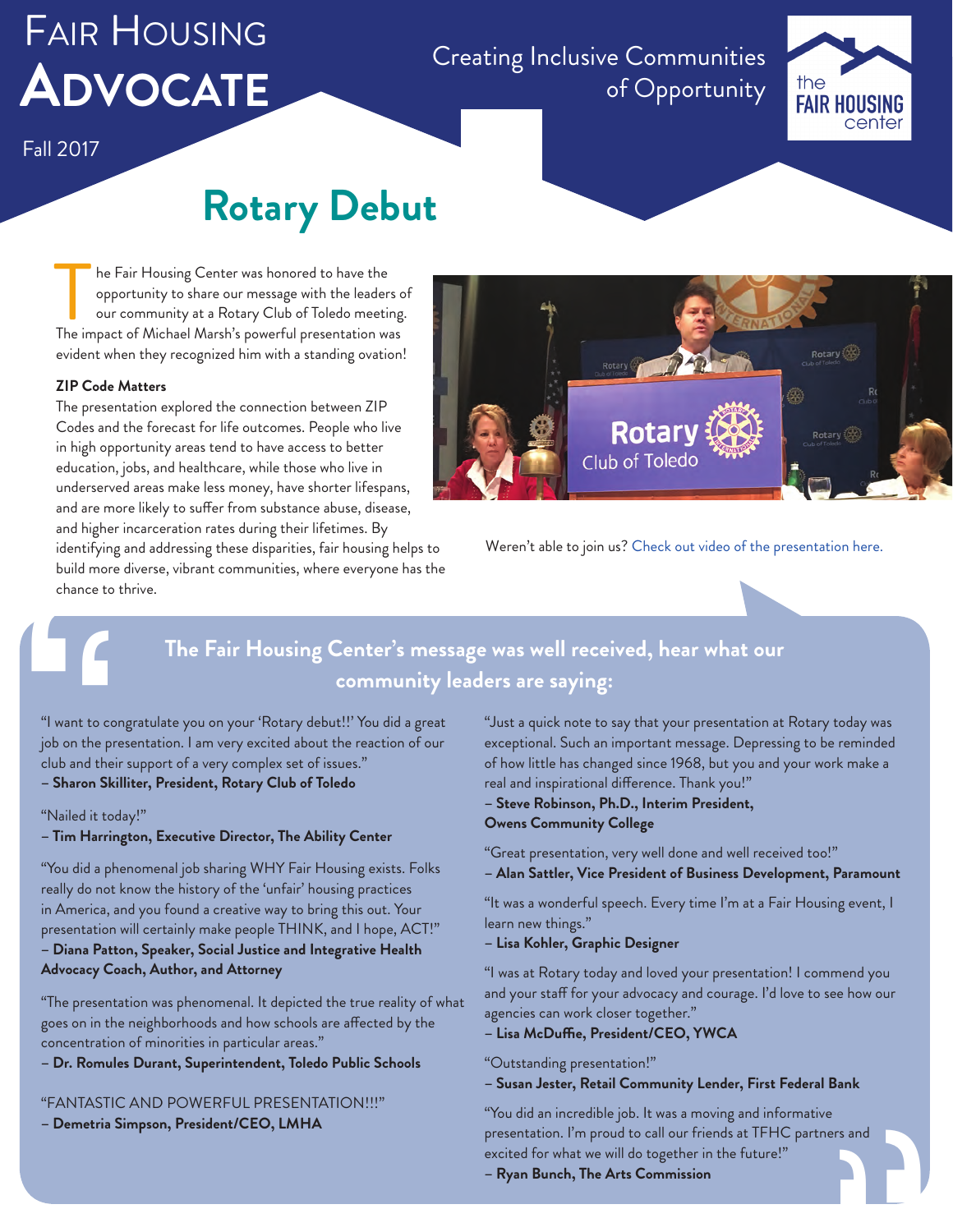# Fair Housing Advocate

Fall 2017

Creating Inclusive Communities of Opportunity

the FAIR HOUSING center

## Rotary Debut

The Fair Housing Center was honored to have the opportunity to share our message with the leaders of our community at a Rotary Club of Toledo meeting. The impact of Michael Marsh's powerful presentation was evident when they recognized him with a standing ovation!

### ZIP Code Matters

The presentation explored the connection between ZIP Codes and the forecast for life outcomes. People who live in high opportunity areas tend to have access to better education, jobs, and healthcare, while those who live in underserved areas make less money, have shorter lifespans, and are more likely to suffer from substance abuse, disease, and higher incarceration rates during their lifetimes. By identifying and addressing these disparities, fair housing helps to build more diverse, vibrant communities, where everyone has the chance to thrive.

Weren't able to join us? Check out video of the presentation here.

### The Fair Housing Center's message was well received, hear what our community leaders are saying:

"I want to congratulate you on your 'Rotary debut!!' You did a great job on the presentation. I am very excited about the reaction of our club and their support of a very complex set of issues."
– **Sharon Skilliter, President, Rotary Club of Toledo**

"Nailed it today!"
– **Tim Harrington, Executive Director, The Ability Center**

"You did a phenomenal job sharing WHY Fair Housing exists. Folks really do not know the history of the 'unfair' housing practices in America, and you found a creative way to bring this out. Your presentation will certainly make people THINK, and I hope, ACT!"
– **Diana Patton, Speaker, Social Justice and Integrative Health Advocacy Coach, Author, and Attorney**

"The presentation was phenomenal. It depicted the true reality of what goes on in the neighborhoods and how schools are affected by the concentration of minorities in particular areas."
– **Dr. Romules Durant, Superintendent, Toledo Public Schools**

"FANTASTIC AND POWERFUL PRESENTATION!!!"
– **Demetria Simpson, President/CEO, LMHA**

"Just a quick note to say that your presentation at Rotary today was exceptional. Such an important message. Depressing to be reminded of how little has changed since 1968, but you and your work make a real and inspirational difference. Thank you!"
– **Steve Robinson, Ph.D., Interim President, Owens Community College**

"Great presentation, very well done and well received too!"
– **Alan Sattler, Vice President of Business Development, Paramount**

"It was a wonderful speech. Every time I'm at a Fair Housing event, I learn new things."
– **Lisa Kohler, Graphic Designer**

"I was at Rotary today and loved your presentation! I commend you and your staff for your advocacy and courage. I'd love to see how our agencies can work closer together."
– **Lisa McDuffie, President/CEO, YWCA**

"Outstanding presentation!"
– **Susan Jester, Retail Community Lender, First Federal Bank**

"You did an incredible job. It was a moving and informative presentation. I'm proud to call our friends at TFHC partners and excited for what we will do together in the future!"
– **Ryan Bunch, The Arts Commission**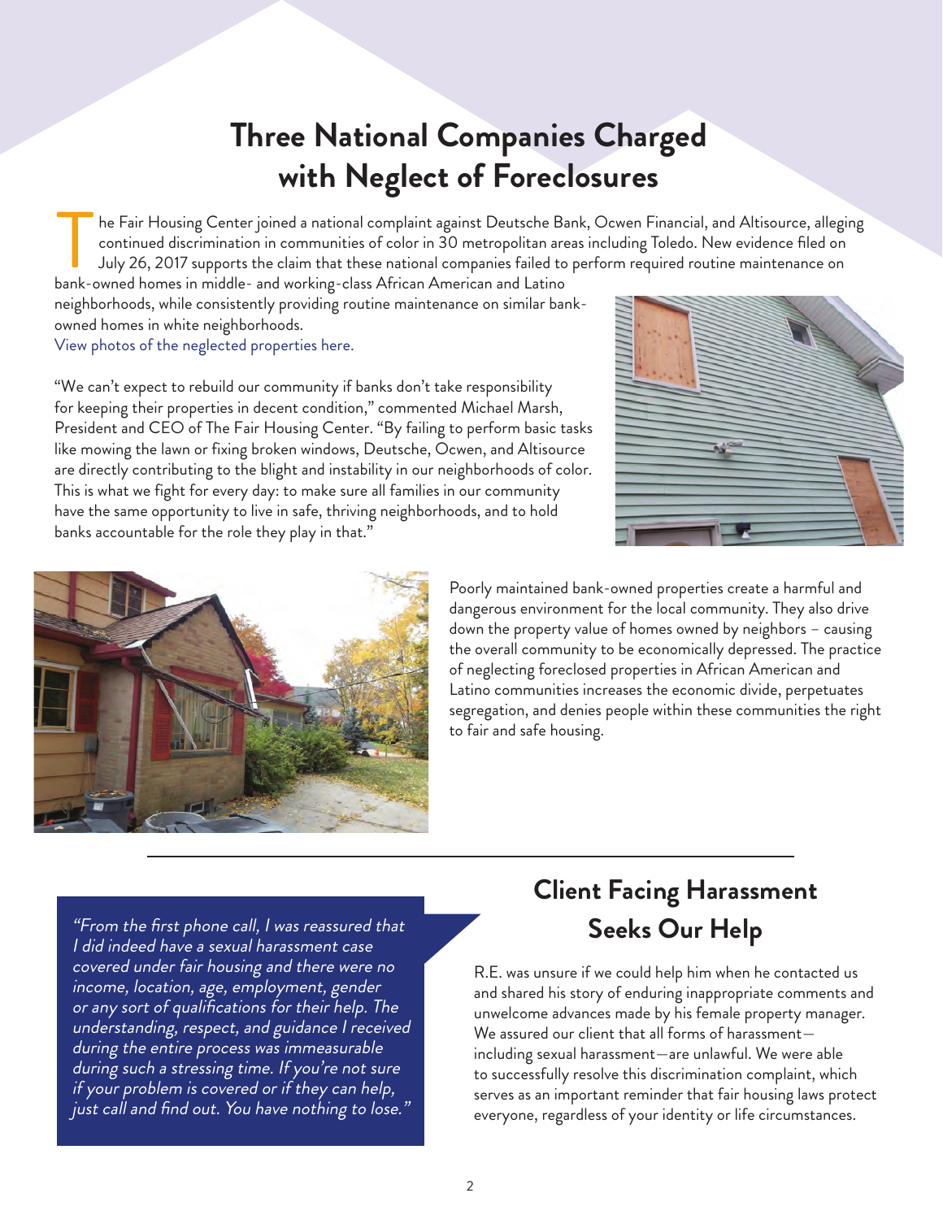# Three National Companies Charged with Neglect of Foreclosures

The Fair Housing Center joined a national complaint against Deutsche Bank, Ocwen Financial, and Altisource, alleging continued discrimination in communities of color in 30 metropolitan areas including Toledo. New evidence filed on July 26, 2017 supports the claim that these national companies failed to perform required routine maintenance on bank-owned homes in middle- and working-class African American and Latino neighborhoods, while consistently providing routine maintenance on similar bank-owned homes in white neighborhoods.
View photos of the neglected properties here.

"We can't expect to rebuild our community if banks don't take responsibility for keeping their properties in decent condition," commented Michael Marsh, President and CEO of The Fair Housing Center. "By failing to perform basic tasks like mowing the lawn or fixing broken windows, Deutsche, Ocwen, and Altisource are directly contributing to the blight and instability in our neighborhoods of color. This is what we fight for every day: to make sure all families in our community have the same opportunity to live in safe, thriving neighborhoods, and to hold banks accountable for the role they play in that."

Poorly maintained bank-owned properties create a harmful and dangerous environment for the local community. They also drive down the property value of homes owned by neighbors – causing the overall community to be economically depressed. The practice of neglecting foreclosed properties in African American and Latino communities increases the economic divide, perpetuates segregation, and denies people within these communities the right to fair and safe housing.

---

## Client Facing Harassment Seeks Our Help

*"From the first phone call, I was reassured that I did indeed have a sexual harassment case covered under fair housing and there were no income, location, age, employment, gender or any sort of qualifications for their help. The understanding, respect, and guidance I received during the entire process was immeasurable during such a stressing time. If you're not sure if your problem is covered or if they can help, just call and find out. You have nothing to lose."*

R.E. was unsure if we could help him when he contacted us and shared his story of enduring inappropriate comments and unwelcome advances made by his female property manager. We assured our client that all forms of harassment—including sexual harassment—are unlawful. We were able to successfully resolve this discrimination complaint, which serves as an important reminder that fair housing laws protect everyone, regardless of your identity or life circumstances.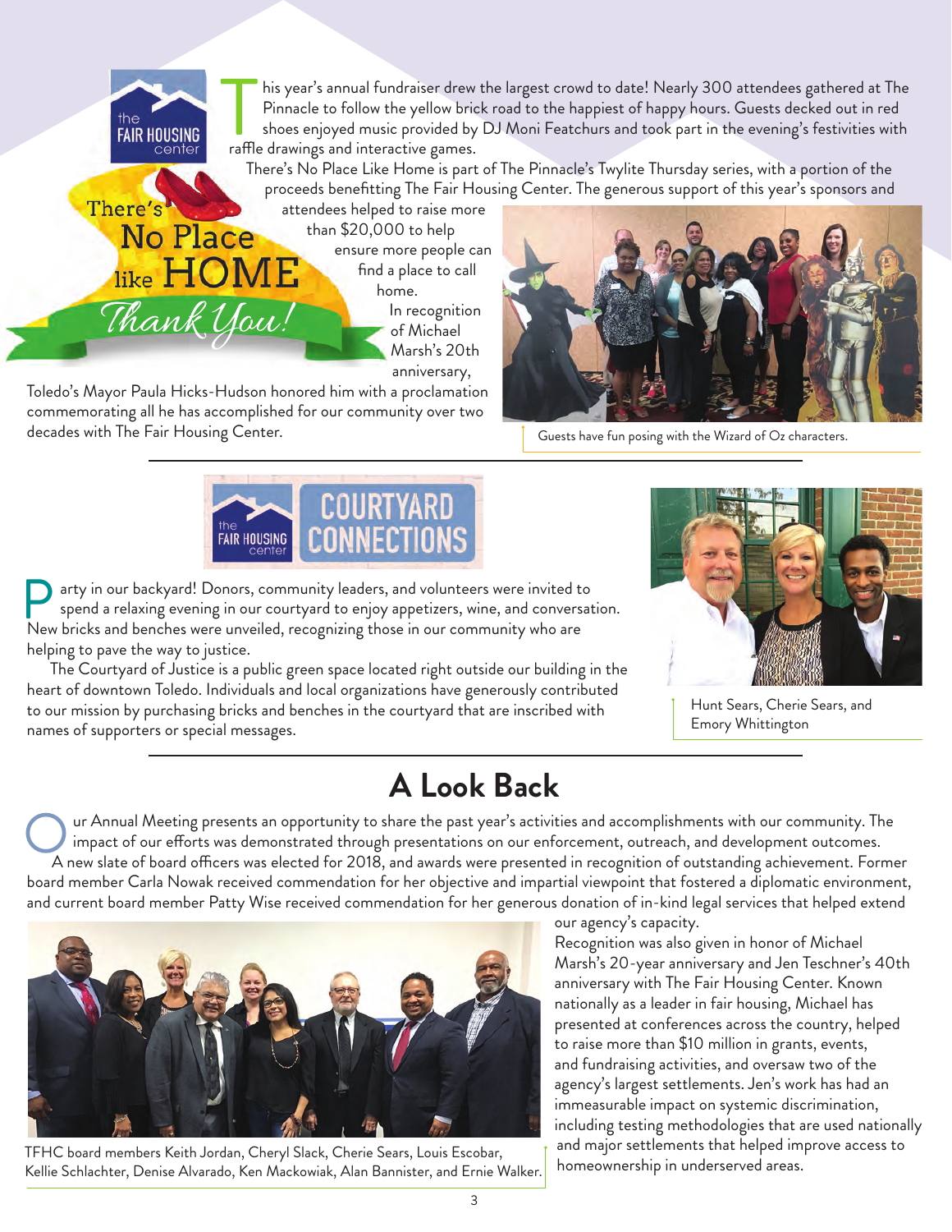## There's No Place like HOME — Thank You!

This year's annual fundraiser drew the largest crowd to date! Nearly 300 attendees gathered at The Pinnacle to follow the yellow brick road to the happiest of happy hours. Guests decked out in red shoes enjoyed music provided by DJ Moni Featchurs and took part in the evening's festivities with raffle drawings and interactive games.

There's No Place Like Home is part of The Pinnacle's Twylite Thursday series, with a portion of the proceeds benefitting The Fair Housing Center. The generous support of this year's sponsors and attendees helped to raise more than $20,000 to help ensure more people can find a place to call home.

In recognition of Michael Marsh's 20th anniversary, Toledo's Mayor Paula Hicks-Hudson honored him with a proclamation commemorating all he has accomplished for our community over two decades with The Fair Housing Center.

Guests have fun posing with the Wizard of Oz characters.

## Courtyard Connections

Party in our backyard! Donors, community leaders, and volunteers were invited to spend a relaxing evening in our courtyard to enjoy appetizers, wine, and conversation. New bricks and benches were unveiled, recognizing those in our community who are helping to pave the way to justice.

The Courtyard of Justice is a public green space located right outside our building in the heart of downtown Toledo. Individuals and local organizations have generously contributed to our mission by purchasing bricks and benches in the courtyard that are inscribed with names of supporters or special messages.

Hunt Sears, Cherie Sears, and Emory Whittington

## A Look Back

Our Annual Meeting presents an opportunity to share the past year's activities and accomplishments with our community. The impact of our efforts was demonstrated through presentations on our enforcement, outreach, and development outcomes.

A new slate of board officers was elected for 2018, and awards were presented in recognition of outstanding achievement. Former board member Carla Nowak received commendation for her objective and impartial viewpoint that fostered a diplomatic environment, and current board member Patty Wise received commendation for her generous donation of in-kind legal services that helped extend our agency's capacity.

Recognition was also given in honor of Michael Marsh's 20-year anniversary and Jen Teschner's 40th anniversary with The Fair Housing Center. Known nationally as a leader in fair housing, Michael has presented at conferences across the country, helped to raise more than $10 million in grants, events, and fundraising activities, and oversaw two of the agency's largest settlements. Jen's work has had an immeasurable impact on systemic discrimination, including testing methodologies that are used nationally and major settlements that helped improve access to homeownership in underserved areas.

TFHC board members Keith Jordan, Cheryl Slack, Cherie Sears, Louis Escobar, Kellie Schlachter, Denise Alvarado, Ken Mackowiak, Alan Bannister, and Ernie Walker.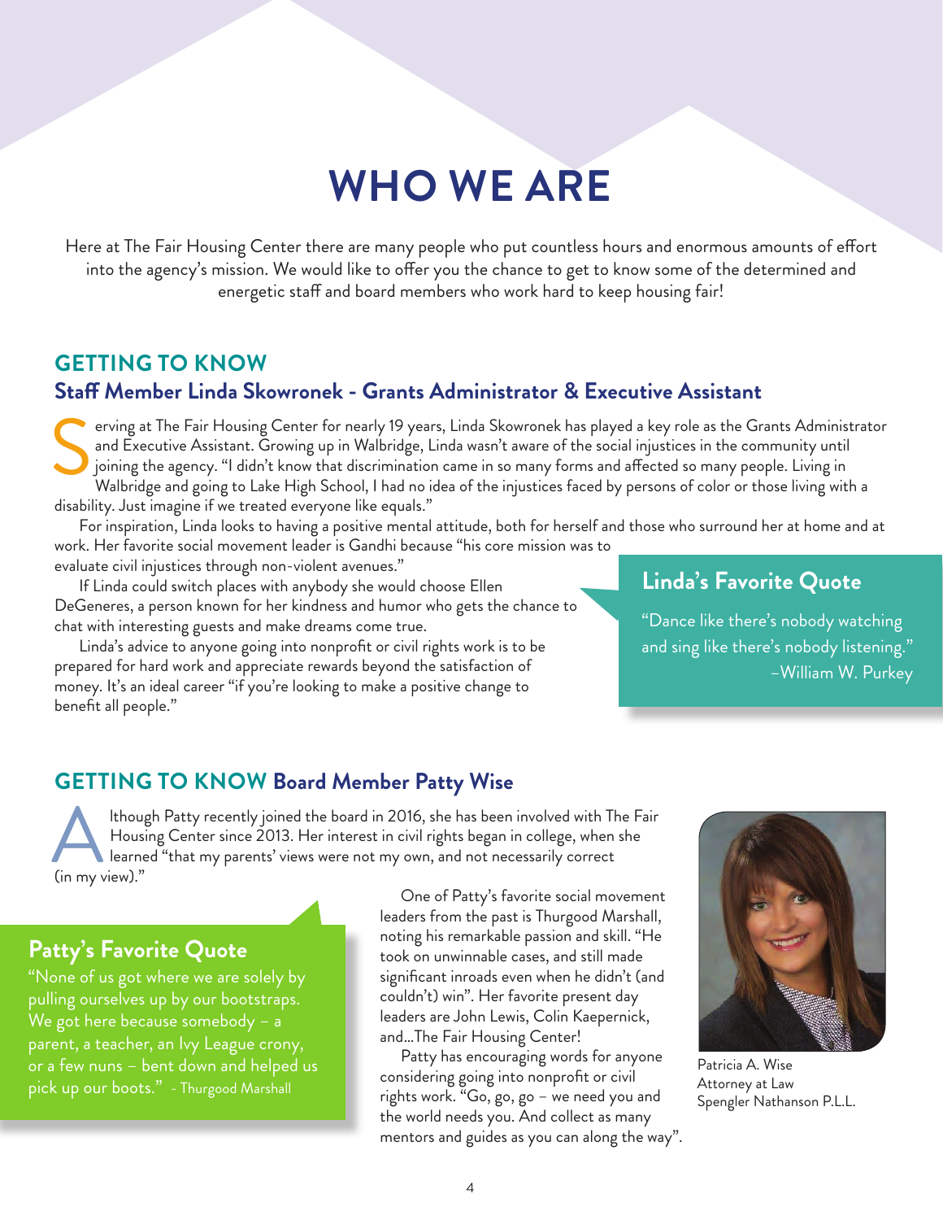# WHO WE ARE

Here at The Fair Housing Center there are many people who put countless hours and enormous amounts of effort into the agency's mission. We would like to offer you the chance to get to know some of the determined and energetic staff and board members who work hard to keep housing fair!

## GETTING TO KNOW

### Staff Member Linda Skowronek - Grants Administrator & Executive Assistant

Serving at The Fair Housing Center for nearly 19 years, Linda Skowronek has played a key role as the Grants Administrator and Executive Assistant. Growing up in Walbridge, Linda wasn't aware of the social injustices in the community until joining the agency. "I didn't know that discrimination came in so many forms and affected so many people. Living in Walbridge and going to Lake High School, I had no idea of the injustices faced by persons of color or those living with a disability. Just imagine if we treated everyone like equals."

For inspiration, Linda looks to having a positive mental attitude, both for herself and those who surround her at home and at work. Her favorite social movement leader is Gandhi because "his core mission was to evaluate civil injustices through non-violent avenues."

If Linda could switch places with anybody she would choose Ellen DeGeneres, a person known for her kindness and humor who gets the chance to chat with interesting guests and make dreams come true.

Linda's advice to anyone going into nonprofit or civil rights work is to be prepared for hard work and appreciate rewards beyond the satisfaction of money. It's an ideal career "if you're looking to make a positive change to benefit all people."

#### Linda's Favorite Quote

"Dance like there's nobody watching and sing like there's nobody listening."
–William W. Purkey

## GETTING TO KNOW Board Member Patty Wise

Although Patty recently joined the board in 2016, she has been involved with The Fair Housing Center since 2013. Her interest in civil rights began in college, when she learned "that my parents' views were not my own, and not necessarily correct (in my view)."

One of Patty's favorite social movement leaders from the past is Thurgood Marshall, noting his remarkable passion and skill. "He took on unwinnable cases, and still made significant inroads even when he didn't (and couldn't) win". Her favorite present day leaders are John Lewis, Colin Kaepernick, and...The Fair Housing Center!

Patty has encouraging words for anyone considering going into nonprofit or civil rights work. "Go, go, go – we need you and the world needs you. And collect as many mentors and guides as you can along the way".

#### Patty's Favorite Quote

"None of us got where we are solely by pulling ourselves up by our bootstraps. We got here because somebody – a parent, a teacher, an Ivy League crony, or a few nuns – bent down and helped us pick up our boots." - Thurgood Marshall

Patricia A. Wise
Attorney at Law
Spengler Nathanson P.L.L.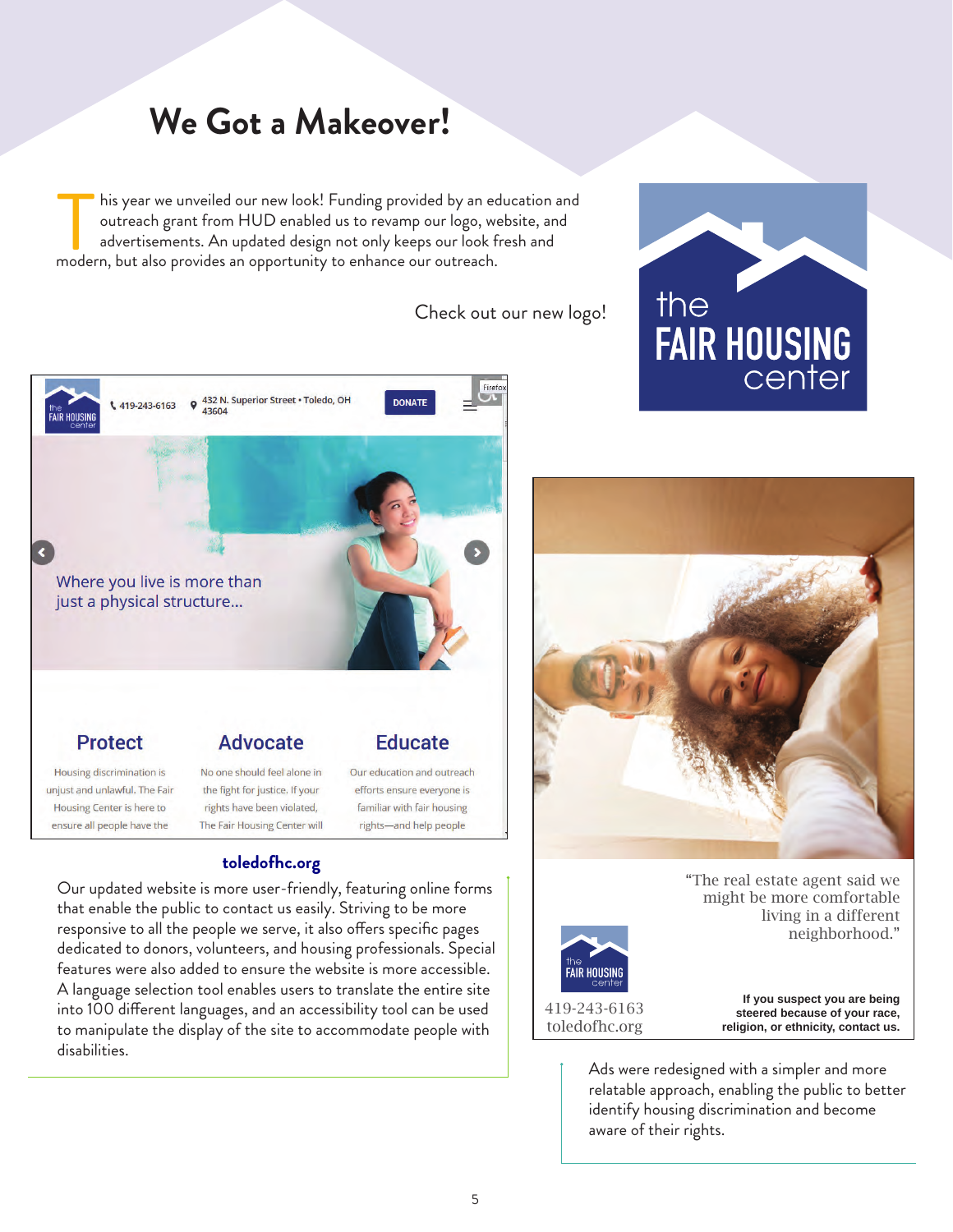# We Got a Makeover!

This year we unveiled our new look! Funding provided by an education and outreach grant from HUD enabled us to revamp our logo, website, and advertisements. An updated design not only keeps our look fresh and modern, but also provides an opportunity to enhance our outreach.

Check out our new logo!

the FAIR HOUSING center

419-243-6163 · 432 N. Superior Street • Toledo, OH 43604 · DONATE

Where you live is more than just a physical structure...

**Protect**

Housing discrimination is unjust and unlawful. The Fair Housing Center is here to ensure all people have the

**Advocate**

No one should feel alone in the fight for justice. If your rights have been violated, The Fair Housing Center will

**Educate**

Our education and outreach efforts ensure everyone is familiar with fair housing rights—and help people

**toledofhc.org**

Our updated website is more user-friendly, featuring online forms that enable the public to contact us easily. Striving to be more responsive to all the people we serve, it also offers specific pages dedicated to donors, volunteers, and housing professionals. Special features were also added to ensure the website is more accessible. A language selection tool enables users to translate the entire site into 100 different languages, and an accessibility tool can be used to manipulate the display of the site to accommodate people with disabilities.

"The real estate agent said we might be more comfortable living in a different neighborhood."

the FAIR HOUSING center

419-243-6163
toledofhc.org

**If you suspect you are being steered because of your race, religion, or ethnicity, contact us.**

Ads were redesigned with a simpler and more relatable approach, enabling the public to better identify housing discrimination and become aware of their rights.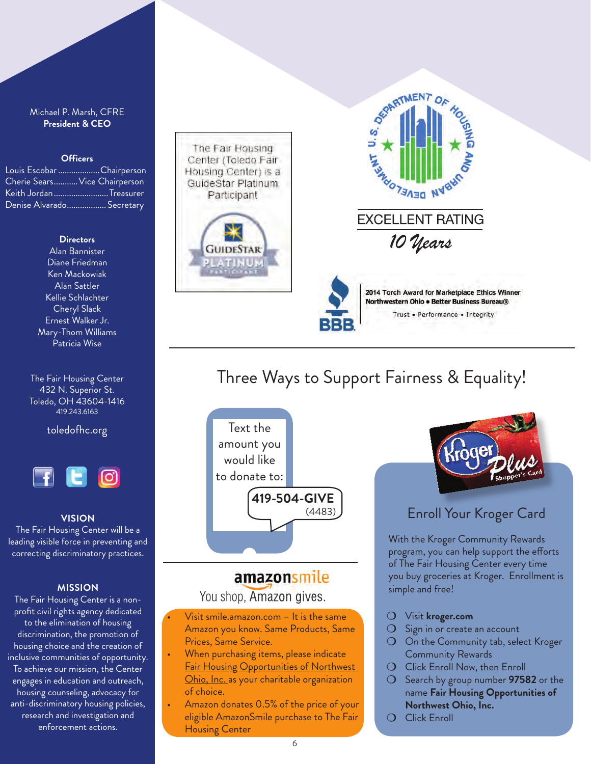Michael P. Marsh, CFRE
**President & CEO**

**Officers**

Louis Escobar .................. Chairperson
Cherie Sears........... Vice Chairperson
Keith Jordan ......................... Treasurer
Denise Alvarado................. Secretary

**Directors**

Alan Bannister
Diane Friedman
Ken Mackowiak
Alan Sattler
Kellie Schlachter
Cheryl Slack
Ernest Walker Jr.
Mary-Thom Williams
Patricia Wise

The Fair Housing Center
432 N. Superior St.
Toledo, OH 43604-1416
419.243.6163

toledofhc.org

**VISION**

The Fair Housing Center will be a leading visible force in preventing and correcting discriminatory practices.

**MISSION**

The Fair Housing Center is a non-profit civil rights agency dedicated to the elimination of housing discrimination, the promotion of housing choice and the creation of inclusive communities of opportunity. To achieve our mission, the Center engages in education and outreach, housing counseling, advocacy for anti-discriminatory housing policies, research and investigation and enforcement actions.

The Fair Housing Center (Toledo Fair Housing Center) is a GuideStar Platinum Participant

GUIDESTAR PLATINUM PARTICIPANT

U.S. DEPARTMENT OF HOUSING AND URBAN DEVELOPMENT

EXCELLENT RATING

*10 Years*

BBB

2014 Torch Award for Marketplace Ethics Winner
Northwestern Ohio • Better Business Bureau®

Trust • Performance • Integrity

## Three Ways to Support Fairness & Equality!

Text the amount you would like to donate to:

**419-504-GIVE** (4483)

**amazonsmile**

You shop, Amazon gives.

- Visit smile.amazon.com – It is the same Amazon you know. Same Products, Same Prices, Same Service.
- When purchasing items, please indicate Fair Housing Opportunities of Northwest Ohio, Inc. as your charitable organization of choice.
- Amazon donates 0.5% of the price of your eligible AmazonSmile purchase to The Fair Housing Center

### Enroll Your Kroger Card

With the Kroger Community Rewards program, you can help support the efforts of The Fair Housing Center every time you buy groceries at Kroger. Enrollment is simple and free!

- Visit **kroger.com**
- Sign in or create an account
- On the Community tab, select Kroger Community Rewards
- Click Enroll Now, then Enroll
- Search by group number **97582** or the name **Fair Housing Opportunities of Northwest Ohio, Inc.**
- Click Enroll